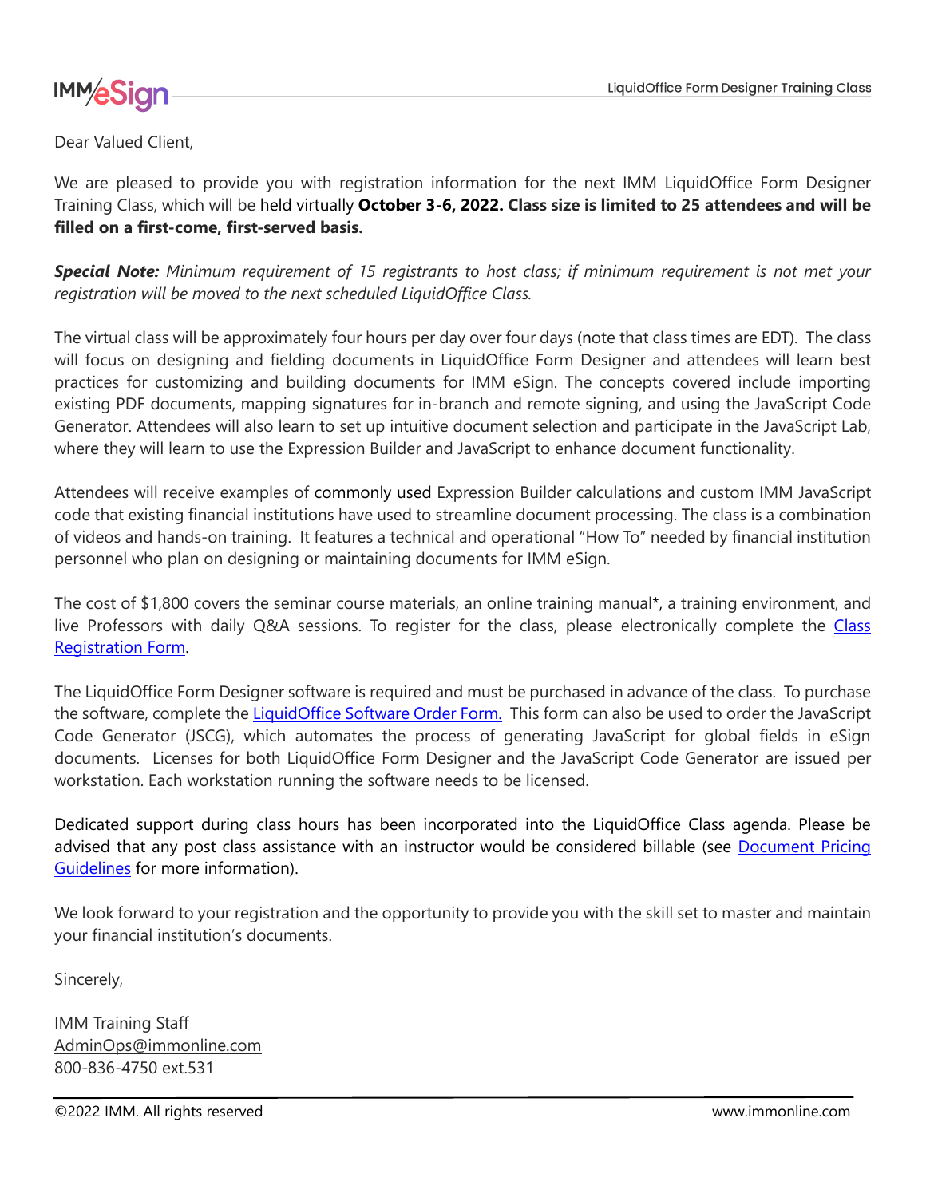Dear Valued Client,

We are pleased to provide you with registration information for the next IMM LiquidOffice Form Designer Training Class, which will be held virtually **October 3-6, 2022. Class size is limited to 25 attendees and will be filled on a first-come, first-served basis.**

***Special Note:*** *Minimum requirement of 15 registrants to host class; if minimum requirement is not met your registration will be moved to the next scheduled LiquidOffice Class.*

The virtual class will be approximately four hours per day over four days (note that class times are EDT). The class will focus on designing and fielding documents in LiquidOffice Form Designer and attendees will learn best practices for customizing and building documents for IMM eSign. The concepts covered include importing existing PDF documents, mapping signatures for in-branch and remote signing, and using the JavaScript Code Generator. Attendees will also learn to set up intuitive document selection and participate in the JavaScript Lab, where they will learn to use the Expression Builder and JavaScript to enhance document functionality.

Attendees will receive examples of commonly used Expression Builder calculations and custom IMM JavaScript code that existing financial institutions have used to streamline document processing. The class is a combination of videos and hands-on training. It features a technical and operational "How To" needed by financial institution personnel who plan on designing or maintaining documents for IMM eSign.

The cost of $1,800 covers the seminar course materials, an online training manual*, a training environment, and live Professors with daily Q&A sessions. To register for the class, please electronically complete the Class Registration Form.

The LiquidOffice Form Designer software is required and must be purchased in advance of the class. To purchase the software, complete the LiquidOffice Software Order Form. This form can also be used to order the JavaScript Code Generator (JSCG), which automates the process of generating JavaScript for global fields in eSign documents. Licenses for both LiquidOffice Form Designer and the JavaScript Code Generator are issued per workstation. Each workstation running the software needs to be licensed.

Dedicated support during class hours has been incorporated into the LiquidOffice Class agenda. Please be advised that any post class assistance with an instructor would be considered billable (see Document Pricing Guidelines for more information).

We look forward to your registration and the opportunity to provide you with the skill set to master and maintain your financial institution's documents.

Sincerely,

IMM Training Staff
AdminOps@immonline.com
800-836-4750 ext.531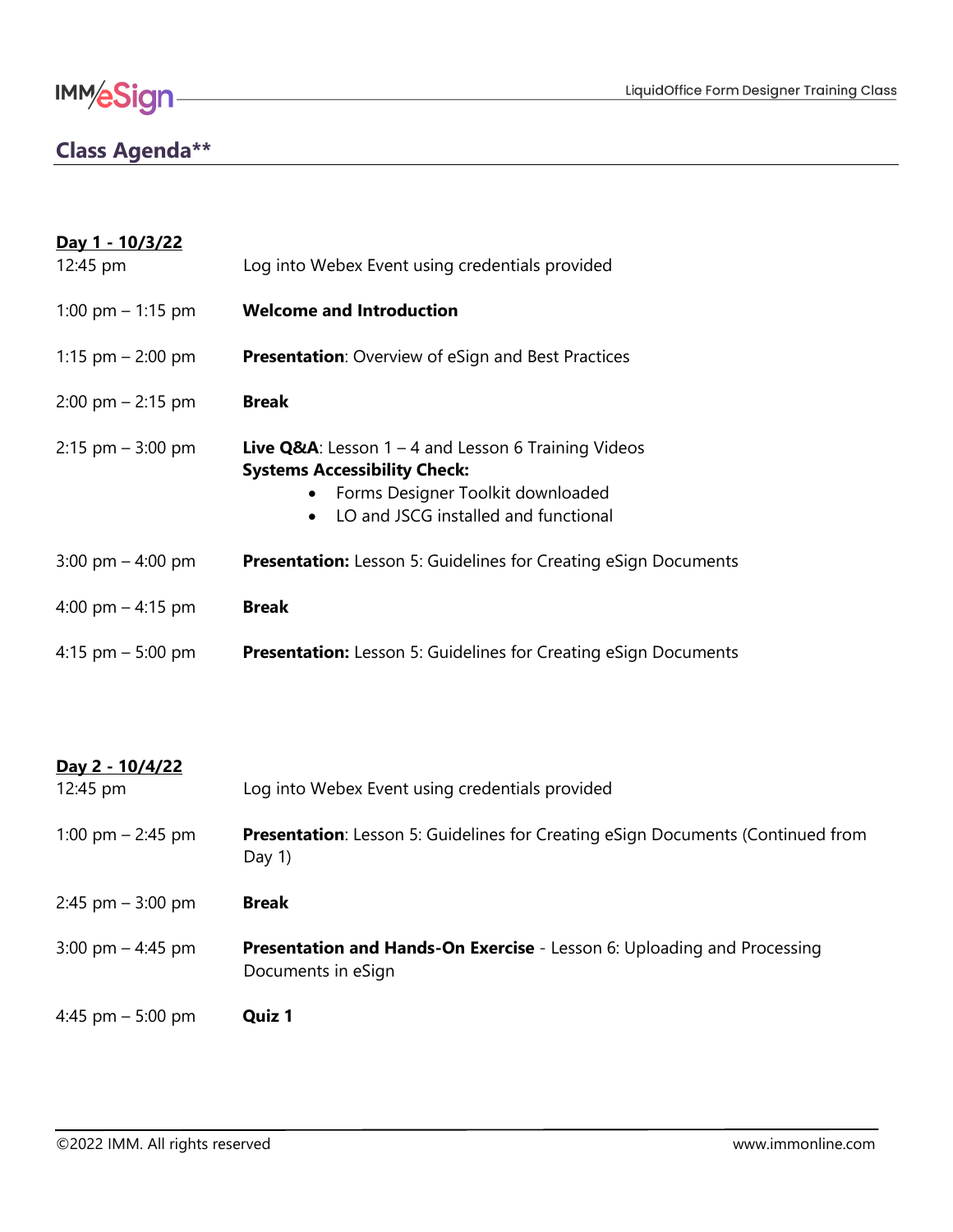## Class Agenda**

**Day 1 - 10/3/22**

| | |
|---|---|
| 12:45 pm | Log into Webex Event using credentials provided |
| 1:00 pm – 1:15 pm | **Welcome and Introduction** |
| 1:15 pm – 2:00 pm | **Presentation**: Overview of eSign and Best Practices |
| 2:00 pm – 2:15 pm | **Break** |
| 2:15 pm – 3:00 pm | **Live Q&A**: Lesson 1 – 4 and Lesson 6 Training Videos<br>**Systems Accessibility Check:**<br>• Forms Designer Toolkit downloaded<br>• LO and JSCG installed and functional |
| 3:00 pm – 4:00 pm | **Presentation:** Lesson 5: Guidelines for Creating eSign Documents |
| 4:00 pm – 4:15 pm | **Break** |
| 4:15 pm – 5:00 pm | **Presentation:** Lesson 5: Guidelines for Creating eSign Documents |

**Day 2 - 10/4/22**

| | |
|---|---|
| 12:45 pm | Log into Webex Event using credentials provided |
| 1:00 pm – 2:45 pm | **Presentation**: Lesson 5: Guidelines for Creating eSign Documents (Continued from Day 1) |
| 2:45 pm – 3:00 pm | **Break** |
| 3:00 pm – 4:45 pm | **Presentation and Hands-On Exercise** - Lesson 6: Uploading and Processing Documents in eSign |
| 4:45 pm – 5:00 pm | **Quiz 1** |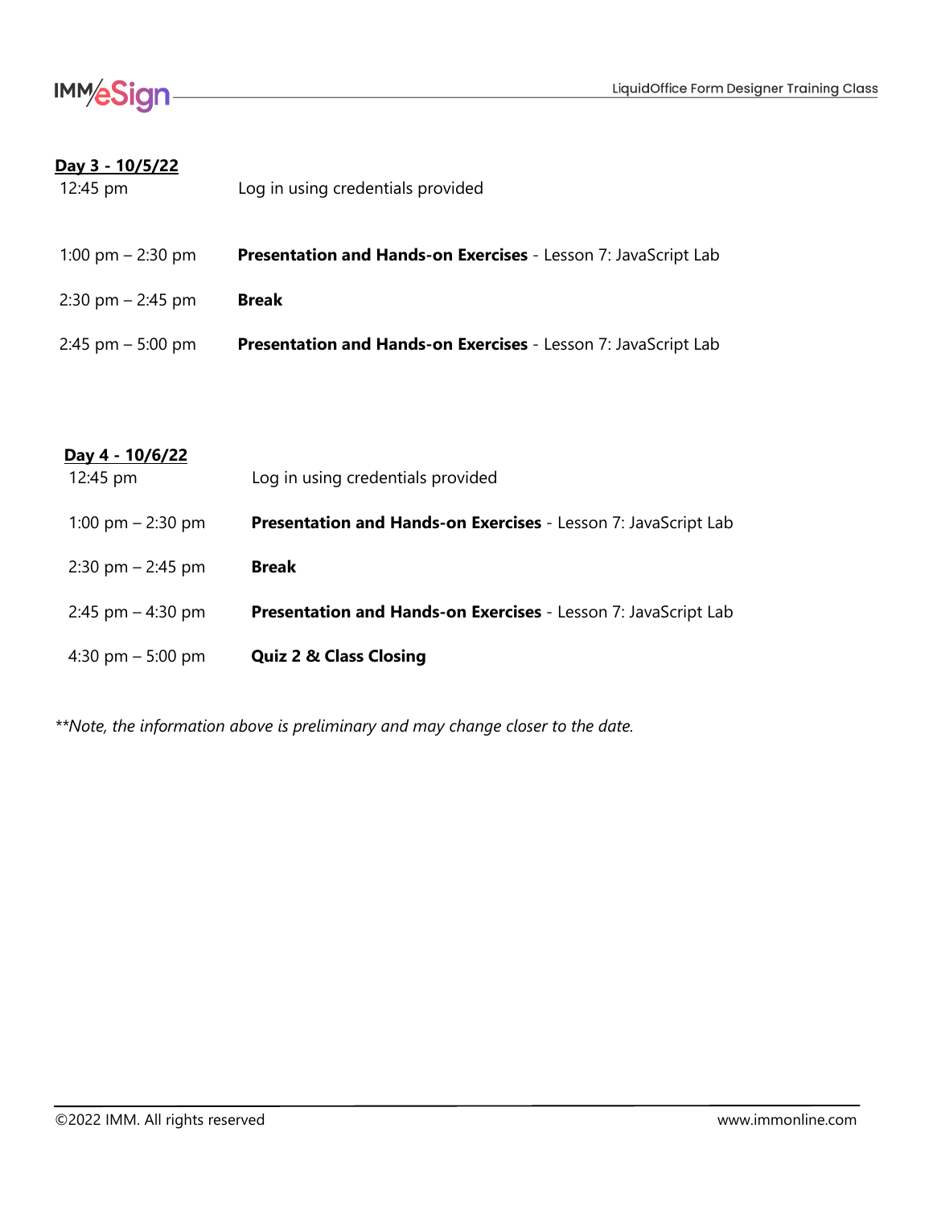**Day 3 - 10/5/22**

| | |
|---|---|
| 12:45 pm | Log in using credentials provided |
| 1:00 pm – 2:30 pm | **Presentation and Hands-on Exercises** - Lesson 7: JavaScript Lab |
| 2:30 pm – 2:45 pm | **Break** |
| 2:45 pm – 5:00 pm | **Presentation and Hands-on Exercises** - Lesson 7: JavaScript Lab |

**Day 4 - 10/6/22**

| | |
|---|---|
| 12:45 pm | Log in using credentials provided |
| 1:00 pm – 2:30 pm | **Presentation and Hands-on Exercises** - Lesson 7: JavaScript Lab |
| 2:30 pm – 2:45 pm | **Break** |
| 2:45 pm – 4:30 pm | **Presentation and Hands-on Exercises** - Lesson 7: JavaScript Lab |
| 4:30 pm – 5:00 pm | **Quiz 2 & Class Closing** |

*\*\*Note, the information above is preliminary and may change closer to the date.*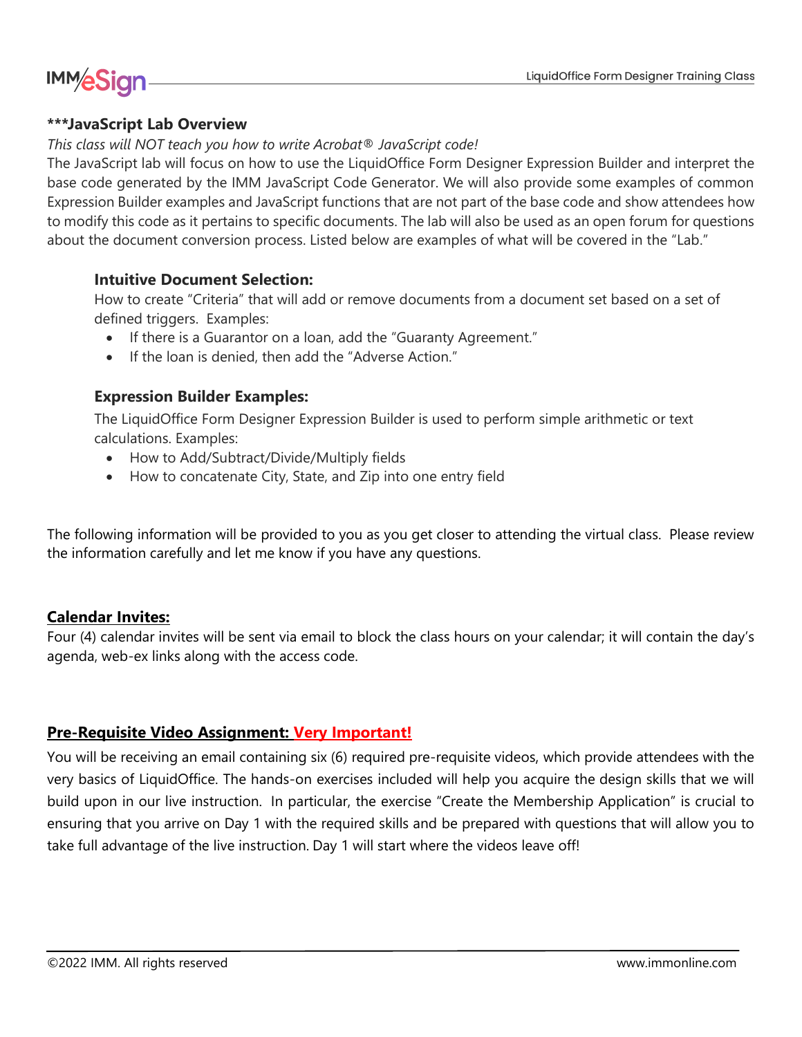**\*\*\*JavaScript Lab Overview**

*This class will NOT teach you how to write Acrobat® JavaScript code!*

The JavaScript lab will focus on how to use the LiquidOffice Form Designer Expression Builder and interpret the base code generated by the IMM JavaScript Code Generator. We will also provide some examples of common Expression Builder examples and JavaScript functions that are not part of the base code and show attendees how to modify this code as it pertains to specific documents. The lab will also be used as an open forum for questions about the document conversion process. Listed below are examples of what will be covered in the "Lab."

### Intuitive Document Selection:

How to create "Criteria" that will add or remove documents from a document set based on a set of defined triggers. Examples:

- If there is a Guarantor on a loan, add the "Guaranty Agreement."
- If the loan is denied, then add the "Adverse Action."

### Expression Builder Examples:

The LiquidOffice Form Designer Expression Builder is used to perform simple arithmetic or text calculations. Examples:

- How to Add/Subtract/Divide/Multiply fields
- How to concatenate City, State, and Zip into one entry field

The following information will be provided to you as you get closer to attending the virtual class. Please review the information carefully and let me know if you have any questions.

**Calendar Invites:**

Four (4) calendar invites will be sent via email to block the class hours on your calendar; it will contain the day's agenda, web-ex links along with the access code.

**Pre-Requisite Video Assignment: Very Important!**

You will be receiving an email containing six (6) required pre-requisite videos, which provide attendees with the very basics of LiquidOffice. The hands-on exercises included will help you acquire the design skills that we will build upon in our live instruction. In particular, the exercise "Create the Membership Application" is crucial to ensuring that you arrive on Day 1 with the required skills and be prepared with questions that will allow you to take full advantage of the live instruction. Day 1 will start where the videos leave off!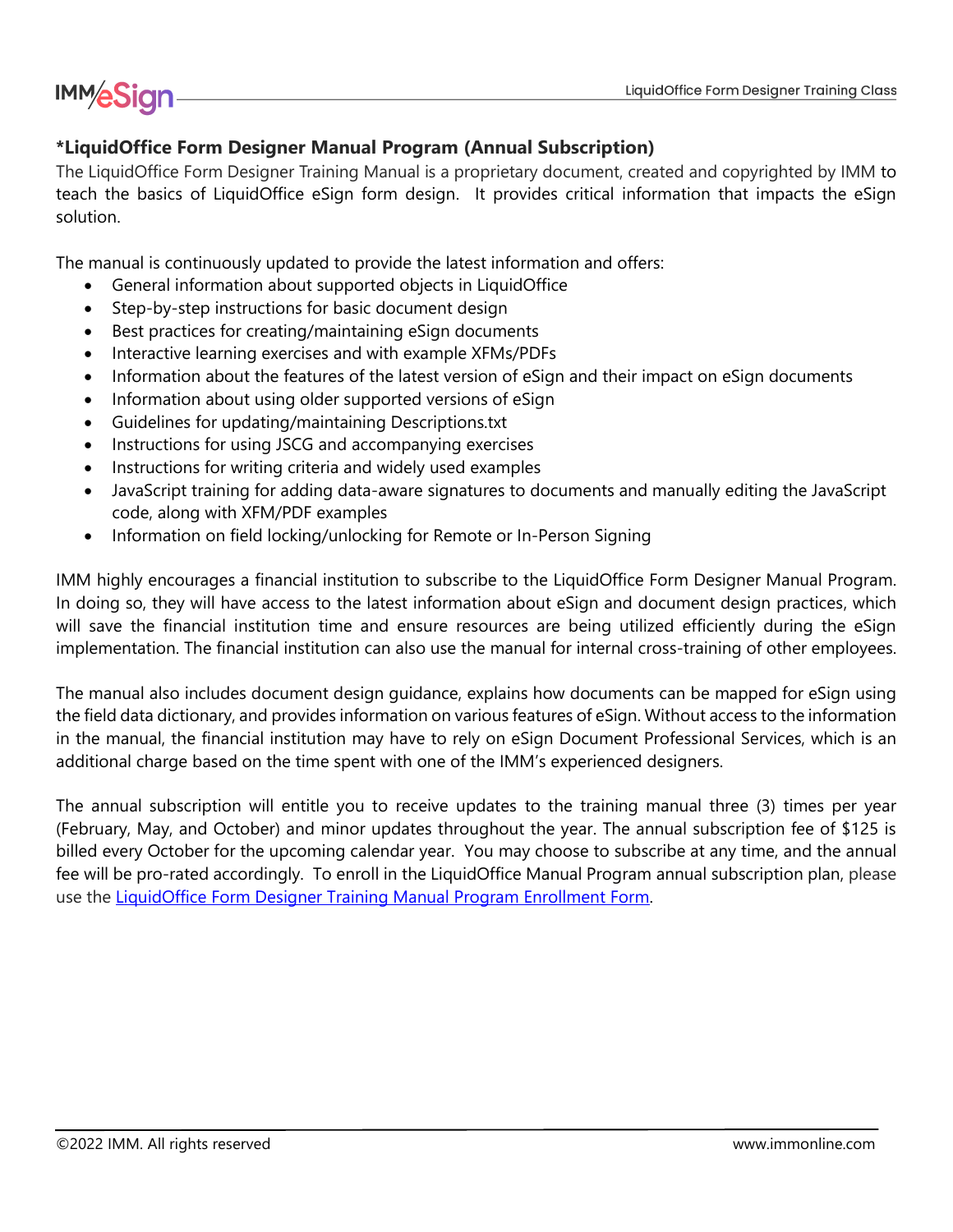### *LiquidOffice Form Designer Manual Program (Annual Subscription)

The LiquidOffice Form Designer Training Manual is a proprietary document, created and copyrighted by IMM to teach the basics of LiquidOffice eSign form design. It provides critical information that impacts the eSign solution.

The manual is continuously updated to provide the latest information and offers:

- General information about supported objects in LiquidOffice
- Step-by-step instructions for basic document design
- Best practices for creating/maintaining eSign documents
- Interactive learning exercises and with example XFMs/PDFs
- Information about the features of the latest version of eSign and their impact on eSign documents
- Information about using older supported versions of eSign
- Guidelines for updating/maintaining Descriptions.txt
- Instructions for using JSCG and accompanying exercises
- Instructions for writing criteria and widely used examples
- JavaScript training for adding data-aware signatures to documents and manually editing the JavaScript code, along with XFM/PDF examples
- Information on field locking/unlocking for Remote or In-Person Signing

IMM highly encourages a financial institution to subscribe to the LiquidOffice Form Designer Manual Program. In doing so, they will have access to the latest information about eSign and document design practices, which will save the financial institution time and ensure resources are being utilized efficiently during the eSign implementation. The financial institution can also use the manual for internal cross-training of other employees.

The manual also includes document design guidance, explains how documents can be mapped for eSign using the field data dictionary, and provides information on various features of eSign. Without access to the information in the manual, the financial institution may have to rely on eSign Document Professional Services, which is an additional charge based on the time spent with one of the IMM's experienced designers.

The annual subscription will entitle you to receive updates to the training manual three (3) times per year (February, May, and October) and minor updates throughout the year. The annual subscription fee of $125 is billed every October for the upcoming calendar year. You may choose to subscribe at any time, and the annual fee will be pro-rated accordingly. To enroll in the LiquidOffice Manual Program annual subscription plan, please use the LiquidOffice Form Designer Training Manual Program Enrollment Form.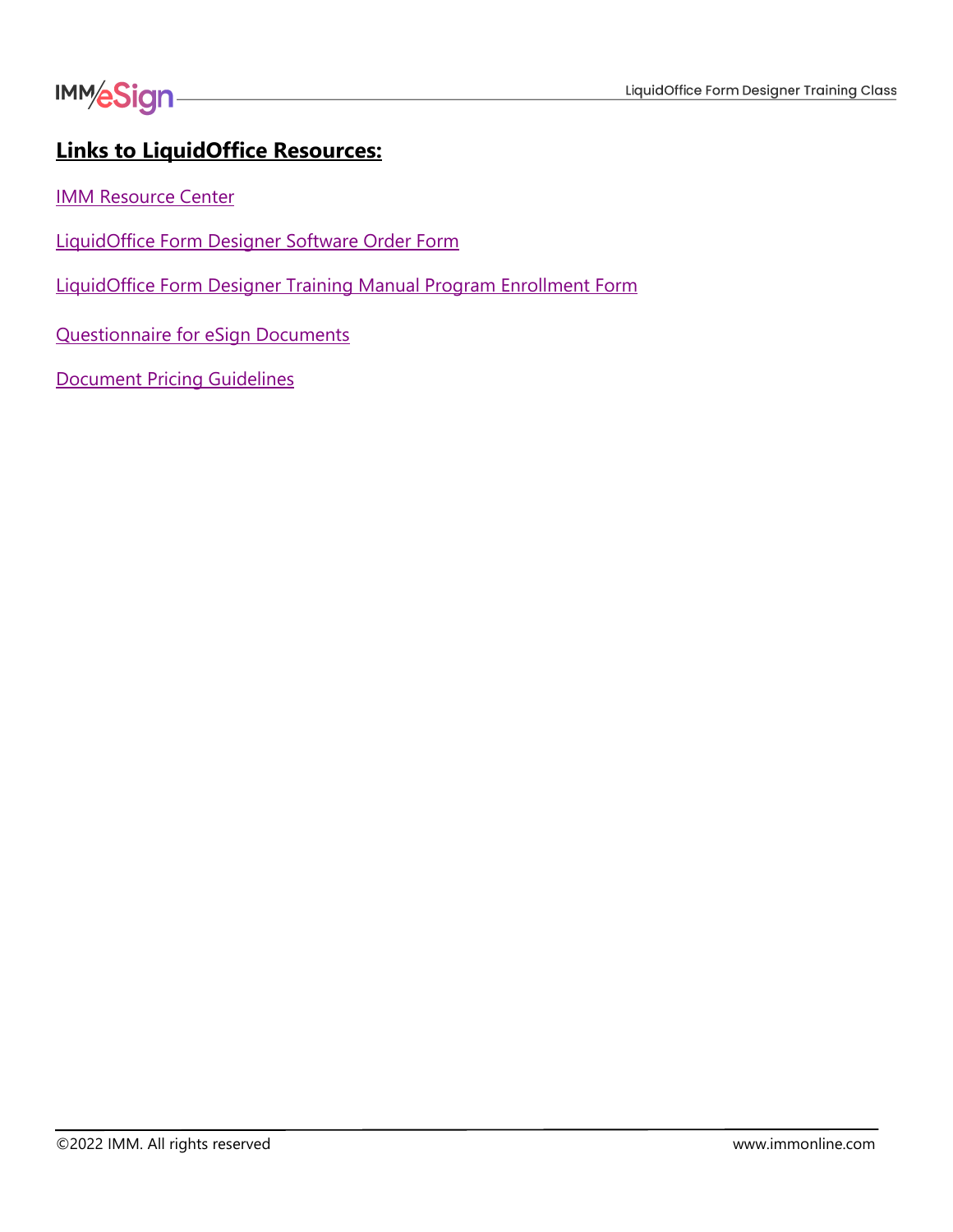## Links to LiquidOffice Resources:

IMM Resource Center

LiquidOffice Form Designer Software Order Form

LiquidOffice Form Designer Training Manual Program Enrollment Form

Questionnaire for eSign Documents

Document Pricing Guidelines